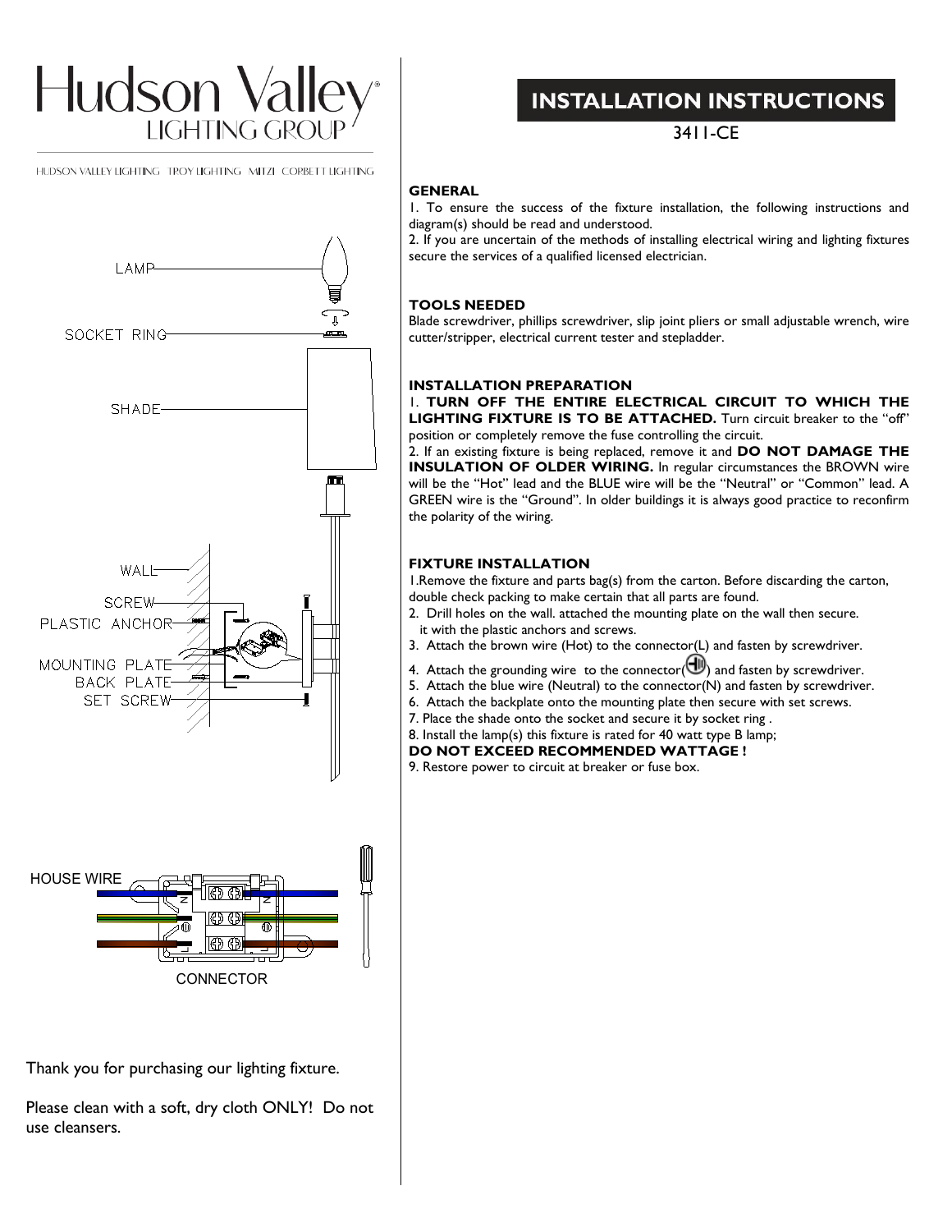# Hudson Valley LIGHTING GROUP

HUDSON VALLEY LIGHTING TROY LIGHTING MITZI CORBETT LIGHTING

LAMP

SOCKET RING

SHADE

WALL

SCREW

PLASTIC ANCHOR

MOUNTING PLATE

BACK PLATE

SET SCREW

HOUSE WIRE

CONNECTOR

Thank you for purchasing our lighting fixture.

Please clean with a soft, dry cloth ONLY! Do not use cleansers.

## INSTALLATION INSTRUCTIONS

3411-CE

### GENERAL

1. To ensure the success of the fixture installation, the following instructions and diagram(s) should be read and understood.
2. If you are uncertain of the methods of installing electrical wiring and lighting fixtures secure the services of a qualified licensed electrician.

### TOOLS NEEDED

Blade screwdriver, phillips screwdriver, slip joint pliers or small adjustable wrench, wire cutter/stripper, electrical current tester and stepladder.

### INSTALLATION PREPARATION

1. **TURN OFF THE ENTIRE ELECTRICAL CIRCUIT TO WHICH THE LIGHTING FIXTURE IS TO BE ATTACHED.** Turn circuit breaker to the "off" position or completely remove the fuse controlling the circuit.
2. If an existing fixture is being replaced, remove it and **DO NOT DAMAGE THE INSULATION OF OLDER WIRING.** In regular circumstances the BROWN wire will be the "Hot" lead and the BLUE wire will be the "Neutral" or "Common" lead. A GREEN wire is the "Ground". In older buildings it is always good practice to reconfirm the polarity of the wiring.

### FIXTURE INSTALLATION

1. Remove the fixture and parts bag(s) from the carton. Before discarding the carton, double check packing to make certain that all parts are found.
2. Drill holes on the wall. attached the mounting plate on the wall then secure. it with the plastic anchors and screws.
3. Attach the brown wire (Hot) to the connector(L) and fasten by screwdriver.
4. Attach the grounding wire to the connector(⏚) and fasten by screwdriver.
5. Attach the blue wire (Neutral) to the connector(N) and fasten by screwdriver.
6. Attach the backplate onto the mounting plate then secure with set screws.
7. Place the shade onto the socket and secure it by socket ring .
8. Install the lamp(s) this fixture is rated for 40 watt type B lamp;

**DO NOT EXCEED RECOMMENDED WATTAGE !**

9. Restore power to circuit at breaker or fuse box.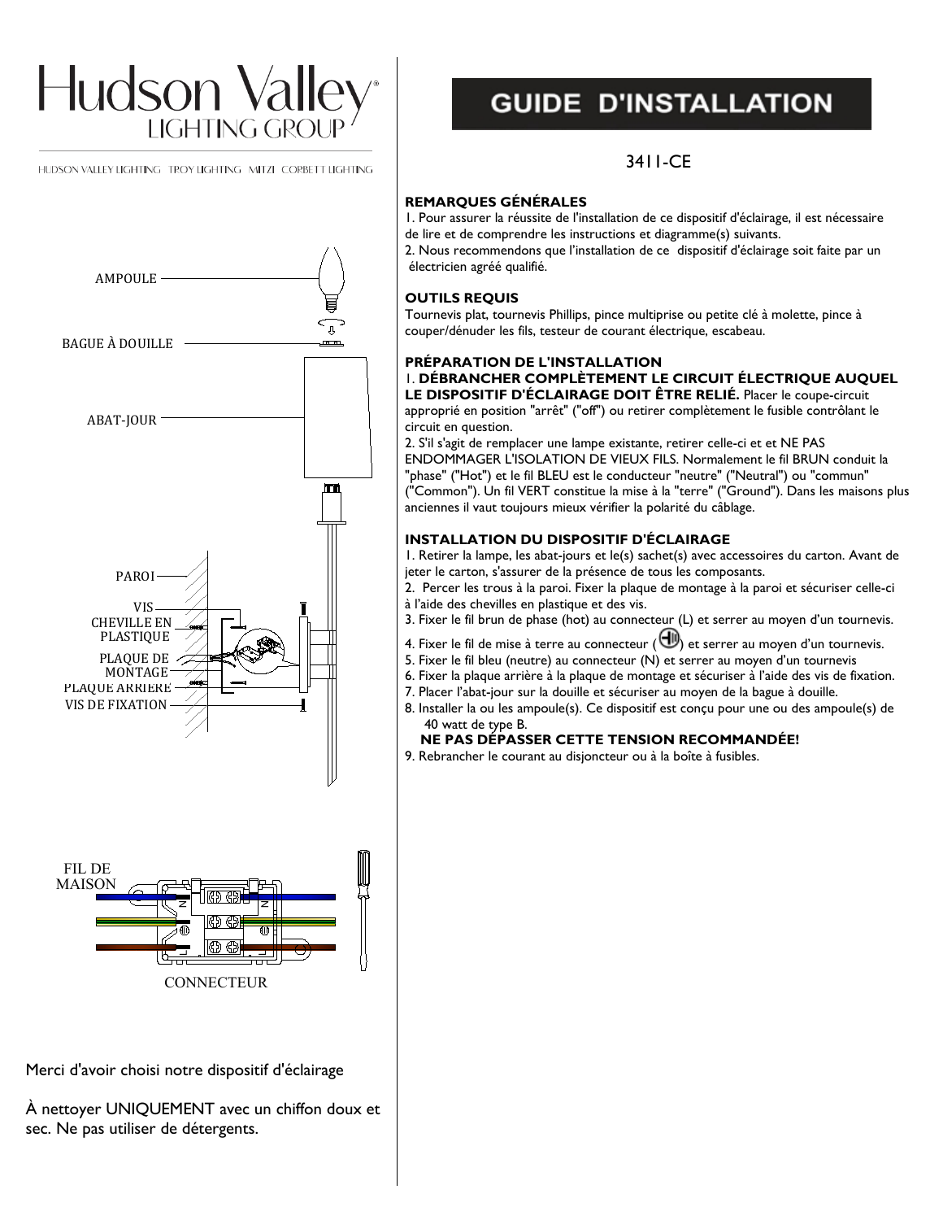Hudson Valley LIGHTING GROUP

HUDSON VALLEY LIGHTING TROY LIGHTING MITZI CORBETT LIGHTING

AMPOULE

BAGUE À DOUILLE

ABAT-JOUR

PAROI

VIS

CHEVILLE EN PLASTIQUE

PLAQUE DE MONTAGE

PLAQUE ARRIÈRE

VIS DE FIXATION

FIL DE MAISON

CONNECTEUR

Merci d'avoir choisi notre dispositif d'éclairage

À nettoyer UNIQUEMENT avec un chiffon doux et sec. Ne pas utiliser de détergents.

# GUIDE D'INSTALLATION

3411-CE

### REMARQUES GÉNÉRALES

1. Pour assurer la réussite de l'installation de ce dispositif d'éclairage, il est nécessaire de lire et de comprendre les instructions et diagramme(s) suivants.
2. Nous recommendons que l'installation de ce dispositif d'éclairage soit faite par un électricien agréé qualifié.

### OUTILS REQUIS

Tournevis plat, tournevis Phillips, pince multiprise ou petite clé à molette, pince à couper/dénuder les fils, testeur de courant électrique, escabeau.

### PRÉPARATION DE L'INSTALLATION

1. **DÉBRANCHER COMPLÈTEMENT LE CIRCUIT ÉLECTRIQUE AUQUEL LE DISPOSITIF D'ÉCLAIRAGE DOIT ÊTRE RELIÉ.** Placer le coupe-circuit approprié en position "arrêt" ("off") ou retirer complètement le fusible contrôlant le circuit en question.
2. S'il s'agit de remplacer une lampe existante, retirer celle-ci et et NE PAS ENDOMMAGER L'ISOLATION DE VIEUX FILS. Normalement le fil BRUN conduit la "phase" ("Hot") et le fil BLEU est le conducteur "neutre" ("Neutral") ou "commun" ("Common"). Un fil VERT constitue la mise à la "terre" ("Ground"). Dans les maisons plus anciennes il vaut toujours mieux vérifier la polarité du câblage.

### INSTALLATION DU DISPOSITIF D'ÉCLAIRAGE

1. Retirer la lampe, les abat-jours et le(s) sachet(s) avec accessoires du carton. Avant de jeter le carton, s'assurer de la présence de tous les composants.
2. Percer les trous à la paroi. Fixer la plaque de montage à la paroi et sécuriser celle-ci à l'aide des chevilles en plastique et des vis.
3. Fixer le fil brun de phase (hot) au connecteur (L) et serrer au moyen d'un tournevis.
4. Fixer le fil de mise à terre au connecteur (⏚) et serrer au moyen d'un tournevis.
5. Fixer le fil bleu (neutre) au connecteur (N) et serrer au moyen d'un tournevis
6. Fixer la plaque arrière à la plaque de montage et sécuriser à l'aide des vis de fixation.
7. Placer l'abat-jour sur la douille et sécuriser au moyen de la bague à douille.
8. Installer la ou les ampoule(s). Ce dispositif est conçu pour une ou des ampoule(s) de 40 watt de type B.
   **NE PAS DÉPASSER CETTE TENSION RECOMMANDÉE!**
9. Rebrancher le courant au disjoncteur ou à la boîte à fusibles.